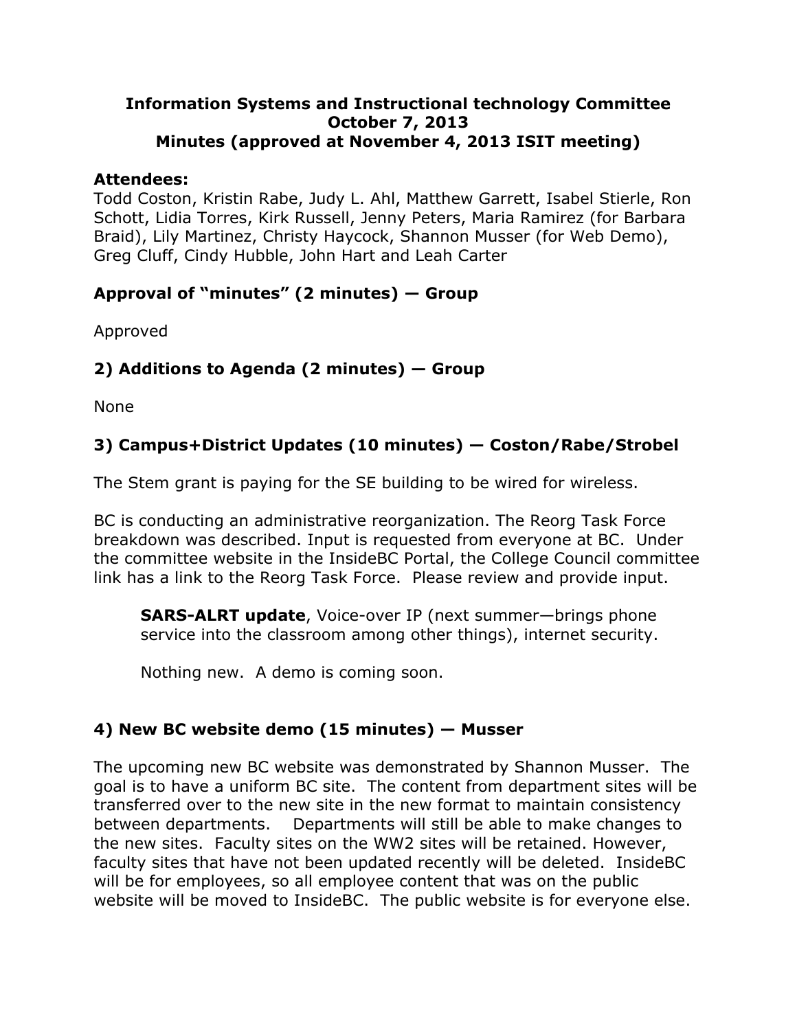# Information Systems and Instructional technology Committee
## October 7, 2013
## Minutes (approved at November 4, 2013 ISIT meeting)

**Attendees:**
Todd Coston, Kristin Rabe, Judy L. Ahl, Matthew Garrett, Isabel Stierle, Ron Schott, Lidia Torres, Kirk Russell, Jenny Peters, Maria Ramirez (for Barbara Braid), Lily Martinez, Christy Haycock, Shannon Musser (for Web Demo), Greg Cluff, Cindy Hubble, John Hart and Leah Carter

### Approval of "minutes" (2 minutes) — Group

Approved

### 2) Additions to Agenda (2 minutes) — Group

None

### 3) Campus+District Updates (10 minutes) — Coston/Rabe/Strobel

The Stem grant is paying for the SE building to be wired for wireless.

BC is conducting an administrative reorganization. The Reorg Task Force breakdown was described. Input is requested from everyone at BC. Under the committee website in the InsideBC Portal, the College Council committee link has a link to the Reorg Task Force. Please review and provide input.

> **SARS-ALRT update**, Voice-over IP (next summer—brings phone service into the classroom among other things), internet security.
>
> Nothing new. A demo is coming soon.

### 4) New BC website demo (15 minutes) — Musser

The upcoming new BC website was demonstrated by Shannon Musser. The goal is to have a uniform BC site. The content from department sites will be transferred over to the new site in the new format to maintain consistency between departments. Departments will still be able to make changes to the new sites. Faculty sites on the WW2 sites will be retained. However, faculty sites that have not been updated recently will be deleted. InsideBC will be for employees, so all employee content that was on the public website will be moved to InsideBC. The public website is for everyone else.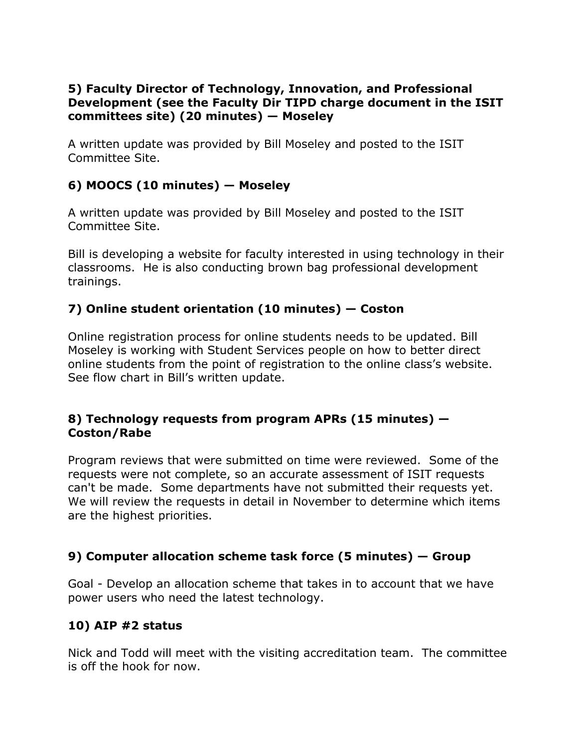### 5) Faculty Director of Technology, Innovation, and Professional Development (see the Faculty Dir TIPD charge document in the ISIT committees site) (20 minutes) — Moseley

A written update was provided by Bill Moseley and posted to the ISIT Committee Site.

### 6) MOOCS (10 minutes) — Moseley

A written update was provided by Bill Moseley and posted to the ISIT Committee Site.

Bill is developing a website for faculty interested in using technology in their classrooms. He is also conducting brown bag professional development trainings.

### 7) Online student orientation (10 minutes) — Coston

Online registration process for online students needs to be updated. Bill Moseley is working with Student Services people on how to better direct online students from the point of registration to the online class's website. See flow chart in Bill's written update.

### 8) Technology requests from program APRs (15 minutes) — Coston/Rabe

Program reviews that were submitted on time were reviewed. Some of the requests were not complete, so an accurate assessment of ISIT requests can't be made. Some departments have not submitted their requests yet. We will review the requests in detail in November to determine which items are the highest priorities.

### 9) Computer allocation scheme task force (5 minutes) — Group

Goal - Develop an allocation scheme that takes in to account that we have power users who need the latest technology.

### 10) AIP #2 status

Nick and Todd will meet with the visiting accreditation team. The committee is off the hook for now.